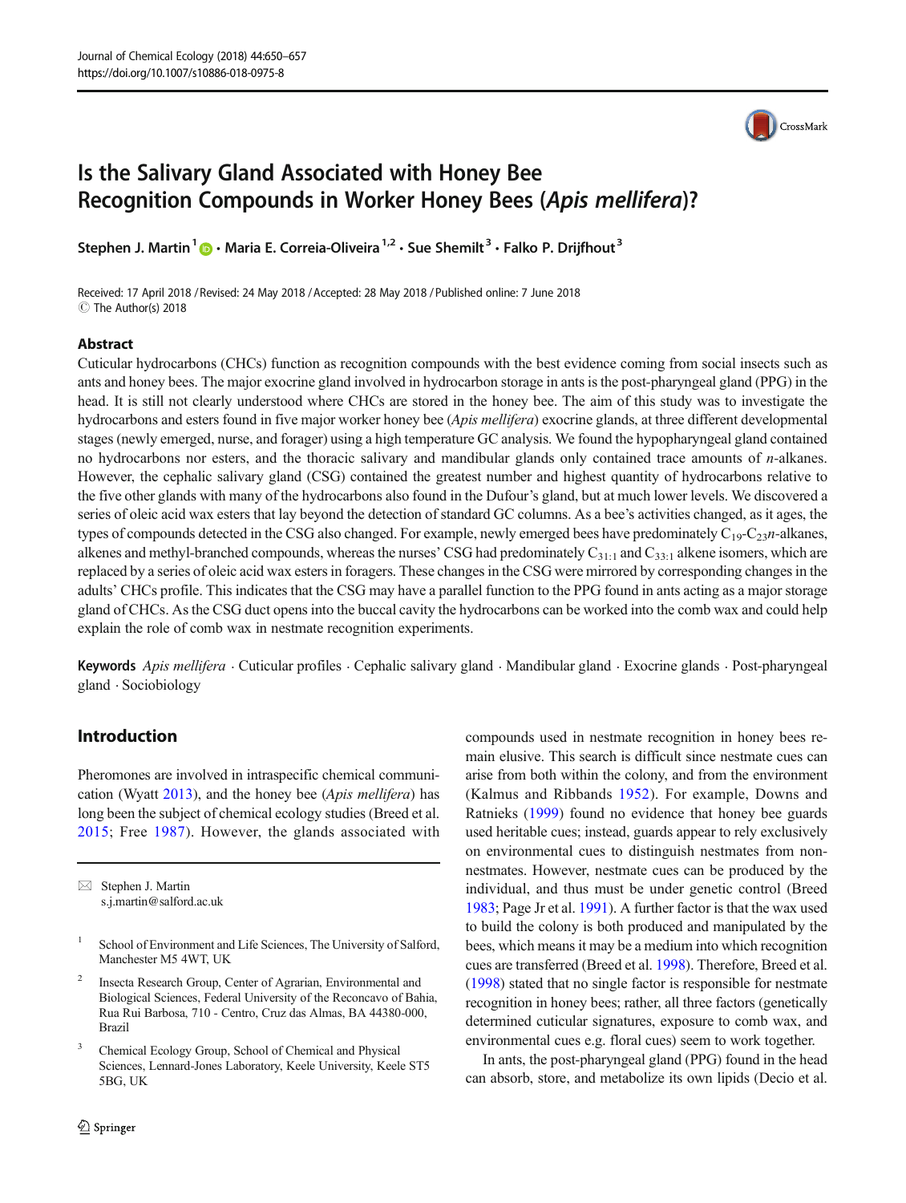# Is the Salivary Gland Associated with Honey Bee Recognition Compounds in Worker Honey Bees (*Apis mellifera*)?

**Stephen J. Martin**[1] · **Maria E. Correia-Oliveira**[1,2] · **Sue Shemilt**[3] · **Falko P. Drijfhout**[3]

Received: 17 April 2018 / Revised: 24 May 2018 / Accepted: 28 May 2018 / Published online: 7 June 2018
© The Author(s) 2018

## Abstract

Cuticular hydrocarbons (CHCs) function as recognition compounds with the best evidence coming from social insects such as ants and honey bees. The major exocrine gland involved in hydrocarbon storage in ants is the post-pharyngeal gland (PPG) in the head. It is still not clearly understood where CHCs are stored in the honey bee. The aim of this study was to investigate the hydrocarbons and esters found in five major worker honey bee (*Apis mellifera*) exocrine glands, at three different developmental stages (newly emerged, nurse, and forager) using a high temperature GC analysis. We found the hypopharyngeal gland contained no hydrocarbons nor esters, and the thoracic salivary and mandibular glands only contained trace amounts of *n*-alkanes. However, the cephalic salivary gland (CSG) contained the greatest number and highest quantity of hydrocarbons relative to the five other glands with many of the hydrocarbons also found in the Dufour's gland, but at much lower levels. We discovered a series of oleic acid wax esters that lay beyond the detection of standard GC columns. As a bee's activities changed, as it ages, the types of compounds detected in the CSG also changed. For example, newly emerged bees have predominately $C_{19}$-$C_{23}$ *n*-alkanes, alkenes and methyl-branched compounds, whereas the nurses' CSG had predominately $C_{31:1}$ and $C_{33:1}$ alkene isomers, which are replaced by a series of oleic acid wax esters in foragers. These changes in the CSG were mirrored by corresponding changes in the adults' CHCs profile. This indicates that the CSG may have a parallel function to the PPG found in ants acting as a major storage gland of CHCs. As the CSG duct opens into the buccal cavity the hydrocarbons can be worked into the comb wax and could help explain the role of comb wax in nestmate recognition experiments.

**Keywords** *Apis mellifera* · Cuticular profiles · Cephalic salivary gland · Mandibular gland · Exocrine glands · Post-pharyngeal gland · Sociobiology

## Introduction

Pheromones are involved in intraspecific chemical communication (Wyatt 2013), and the honey bee (*Apis mellifera*) has long been the subject of chemical ecology studies (Breed et al. 2015; Free 1987). However, the glands associated with compounds used in nestmate recognition in honey bees remain elusive. This search is difficult since nestmate cues can arise from both within the colony, and from the environment (Kalmus and Ribbands 1952). For example, Downs and Ratnieks (1999) found no evidence that honey bee guards used heritable cues; instead, guards appear to rely exclusively on environmental cues to distinguish nestmates from non-nestmates. However, nestmate cues can be produced by the individual, and thus must be under genetic control (Breed 1983; Page Jr et al. 1991). A further factor is that the wax used to build the colony is both produced and manipulated by the bees, which means it may be a medium into which recognition cues are transferred (Breed et al. 1998). Therefore, Breed et al. (1998) stated that no single factor is responsible for nestmate recognition in honey bees; rather, all three factors (genetically determined cuticular signatures, exposure to comb wax, and environmental cues e.g. floral cues) seem to work together.

In ants, the post-pharyngeal gland (PPG) found in the head can absorb, store, and metabolize its own lipids (Decio et al.

---

✉ Stephen J. Martin
s.j.martin@salford.ac.uk

[1] School of Environment and Life Sciences, The University of Salford, Manchester M5 4WT, UK

[2] Insecta Research Group, Center of Agrarian, Environmental and Biological Sciences, Federal University of the Reconcavo of Bahia, Rua Rui Barbosa, 710 - Centro, Cruz das Almas, BA 44380-000, Brazil

[3] Chemical Ecology Group, School of Chemical and Physical Sciences, Lennard-Jones Laboratory, Keele University, Keele ST5 5BG, UK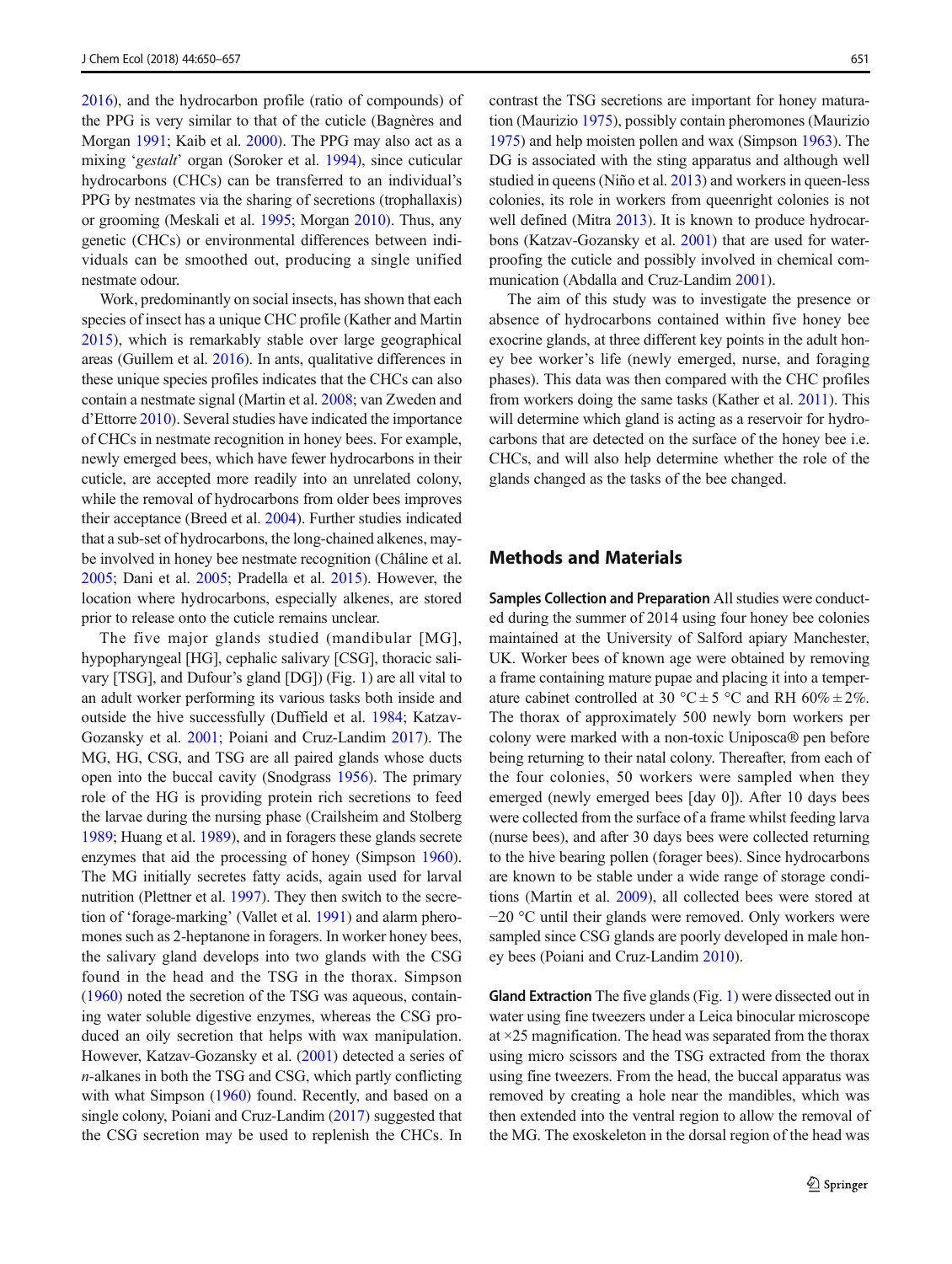2016), and the hydrocarbon profile (ratio of compounds) of the PPG is very similar to that of the cuticle (Bagnères and Morgan 1991; Kaib et al. 2000). The PPG may also act as a mixing '*gestalt*' organ (Soroker et al. 1994), since cuticular hydrocarbons (CHCs) can be transferred to an individual's PPG by nestmates via the sharing of secretions (trophallaxis) or grooming (Meskali et al. 1995; Morgan 2010). Thus, any genetic (CHCs) or environmental differences between individuals can be smoothed out, producing a single unified nestmate odour.

Work, predominantly on social insects, has shown that each species of insect has a unique CHC profile (Kather and Martin 2015), which is remarkably stable over large geographical areas (Guillem et al. 2016). In ants, qualitative differences in these unique species profiles indicates that the CHCs can also contain a nestmate signal (Martin et al. 2008; van Zweden and d'Ettorre 2010). Several studies have indicated the importance of CHCs in nestmate recognition in honey bees. For example, newly emerged bees, which have fewer hydrocarbons in their cuticle, are accepted more readily into an unrelated colony, while the removal of hydrocarbons from older bees improves their acceptance (Breed et al. 2004). Further studies indicated that a sub-set of hydrocarbons, the long-chained alkenes, maybe involved in honey bee nestmate recognition (Châline et al. 2005; Dani et al. 2005; Pradella et al. 2015). However, the location where hydrocarbons, especially alkenes, are stored prior to release onto the cuticle remains unclear.

The five major glands studied (mandibular [MG], hypopharyngeal [HG], cephalic salivary [CSG], thoracic salivary [TSG], and Dufour's gland [DG]) (Fig. 1) are all vital to an adult worker performing its various tasks both inside and outside the hive successfully (Duffield et al. 1984; Katzav-Gozansky et al. 2001; Poiani and Cruz-Landim 2017). The MG, HG, CSG, and TSG are all paired glands whose ducts open into the buccal cavity (Snodgrass 1956). The primary role of the HG is providing protein rich secretions to feed the larvae during the nursing phase (Crailsheim and Stolberg 1989; Huang et al. 1989), and in foragers these glands secrete enzymes that aid the processing of honey (Simpson 1960). The MG initially secretes fatty acids, again used for larval nutrition (Plettner et al. 1997). They then switch to the secretion of 'forage-marking' (Vallet et al. 1991) and alarm pheromones such as 2-heptanone in foragers. In worker honey bees, the salivary gland develops into two glands with the CSG found in the head and the TSG in the thorax. Simpson (1960) noted the secretion of the TSG was aqueous, containing water soluble digestive enzymes, whereas the CSG produced an oily secretion that helps with wax manipulation. However, Katzav-Gozansky et al. (2001) detected a series of *n*-alkanes in both the TSG and CSG, which partly conflicting with what Simpson (1960) found. Recently, and based on a single colony, Poiani and Cruz-Landim (2017) suggested that the CSG secretion may be used to replenish the CHCs. In contrast the TSG secretions are important for honey maturation (Maurizio 1975), possibly contain pheromones (Maurizio 1975) and help moisten pollen and wax (Simpson 1963). The DG is associated with the sting apparatus and although well studied in queens (Niño et al. 2013) and workers in queen-less colonies, its role in workers from queenright colonies is not well defined (Mitra 2013). It is known to produce hydrocarbons (Katzav-Gozansky et al. 2001) that are used for waterproofing the cuticle and possibly involved in chemical communication (Abdalla and Cruz-Landim 2001).

The aim of this study was to investigate the presence or absence of hydrocarbons contained within five honey bee exocrine glands, at three different key points in the adult honey bee worker's life (newly emerged, nurse, and foraging phases). This data was then compared with the CHC profiles from workers doing the same tasks (Kather et al. 2011). This will determine which gland is acting as a reservoir for hydrocarbons that are detected on the surface of the honey bee i.e. CHCs, and will also help determine whether the role of the glands changed as the tasks of the bee changed.

## Methods and Materials

**Samples Collection and Preparation** All studies were conducted during the summer of 2014 using four honey bee colonies maintained at the University of Salford apiary Manchester, UK. Worker bees of known age were obtained by removing a frame containing mature pupae and placing it into a temperature cabinet controlled at 30 °C ± 5 °C and RH 60% ± 2%. The thorax of approximately 500 newly born workers per colony were marked with a non-toxic Uniposca® pen before being returning to their natal colony. Thereafter, from each of the four colonies, 50 workers were sampled when they emerged (newly emerged bees [day 0]). After 10 days bees were collected from the surface of a frame whilst feeding larva (nurse bees), and after 30 days bees were collected returning to the hive bearing pollen (forager bees). Since hydrocarbons are known to be stable under a wide range of storage conditions (Martin et al. 2009), all collected bees were stored at −20 °C until their glands were removed. Only workers were sampled since CSG glands are poorly developed in male honey bees (Poiani and Cruz-Landim 2010).

**Gland Extraction** The five glands (Fig. 1) were dissected out in water using fine tweezers under a Leica binocular microscope at ×25 magnification. The head was separated from the thorax using micro scissors and the TSG extracted from the thorax using fine tweezers. From the head, the buccal apparatus was removed by creating a hole near the mandibles, which was then extended into the ventral region to allow the removal of the MG. The exoskeleton in the dorsal region of the head was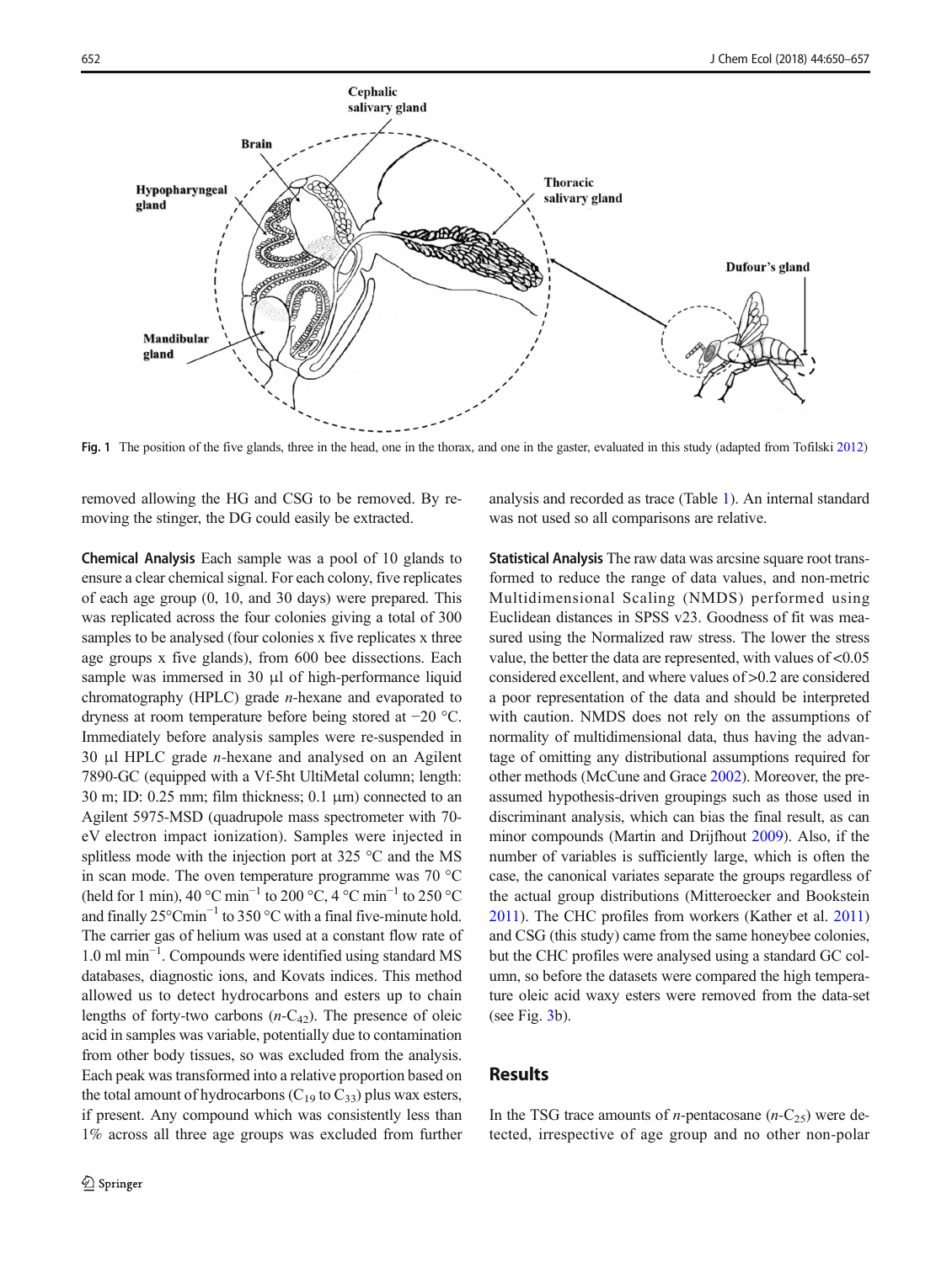Fig. 1 The position of the five glands, three in the head, one in the thorax, and one in the gaster, evaluated in this study (adapted from Tofilski 2012)

removed allowing the HG and CSG to be removed. By removing the stinger, the DG could easily be extracted.

**Chemical Analysis** Each sample was a pool of 10 glands to ensure a clear chemical signal. For each colony, five replicates of each age group (0, 10, and 30 days) were prepared. This was replicated across the four colonies giving a total of 300 samples to be analysed (four colonies x five replicates x three age groups x five glands), from 600 bee dissections. Each sample was immersed in 30 μl of high-performance liquid chromatography (HPLC) grade *n*-hexane and evaporated to dryness at room temperature before being stored at −20 °C. Immediately before analysis samples were re-suspended in 30 μl HPLC grade *n*-hexane and analysed on an Agilent 7890-GC (equipped with a Vf-5ht UltiMetal column; length: 30 m; ID: 0.25 mm; film thickness; 0.1 μm) connected to an Agilent 5975-MSD (quadrupole mass spectrometer with 70-eV electron impact ionization). Samples were injected in splitless mode with the injection port at 325 °C and the MS in scan mode. The oven temperature programme was 70 °C (held for 1 min), 40 °C $min^{-1}$ to 200 °C, 4 °C $min^{-1}$ to 250 °C and finally 25°C$min^{-1}$ to 350 °C with a final five-minute hold. The carrier gas of helium was used at a constant flow rate of 1.0 ml $min^{-1}$. Compounds were identified using standard MS databases, diagnostic ions, and Kovats indices. This method allowed us to detect hydrocarbons and esters up to chain lengths of forty-two carbons ($n$-$C_{42}$). The presence of oleic acid in samples was variable, potentially due to contamination from other body tissues, so was excluded from the analysis. Each peak was transformed into a relative proportion based on the total amount of hydrocarbons ($C_{19}$ to $C_{33}$) plus wax esters, if present. Any compound which was consistently less than 1% across all three age groups was excluded from further analysis and recorded as trace (Table 1). An internal standard was not used so all comparisons are relative.

**Statistical Analysis** The raw data was arcsine square root transformed to reduce the range of data values, and non-metric Multidimensional Scaling (NMDS) performed using Euclidean distances in SPSS v23. Goodness of fit was measured using the Normalized raw stress. The lower the stress value, the better the data are represented, with values of <0.05 considered excellent, and where values of >0.2 are considered a poor representation of the data and should be interpreted with caution. NMDS does not rely on the assumptions of normality of multidimensional data, thus having the advantage of omitting any distributional assumptions required for other methods (McCune and Grace 2002). Moreover, the pre-assumed hypothesis-driven groupings such as those used in discriminant analysis, which can bias the final result, as can minor compounds (Martin and Drijfhout 2009). Also, if the number of variables is sufficiently large, which is often the case, the canonical variates separate the groups regardless of the actual group distributions (Mitteroecker and Bookstein 2011). The CHC profiles from workers (Kather et al. 2011) and CSG (this study) came from the same honeybee colonies, but the CHC profiles were analysed using a standard GC column, so before the datasets were compared the high temperature oleic acid waxy esters were removed from the data-set (see Fig. 3b).

## Results

In the TSG trace amounts of *n*-pentacosane ($n$-$C_{25}$) were detected, irrespective of age group and no other non-polar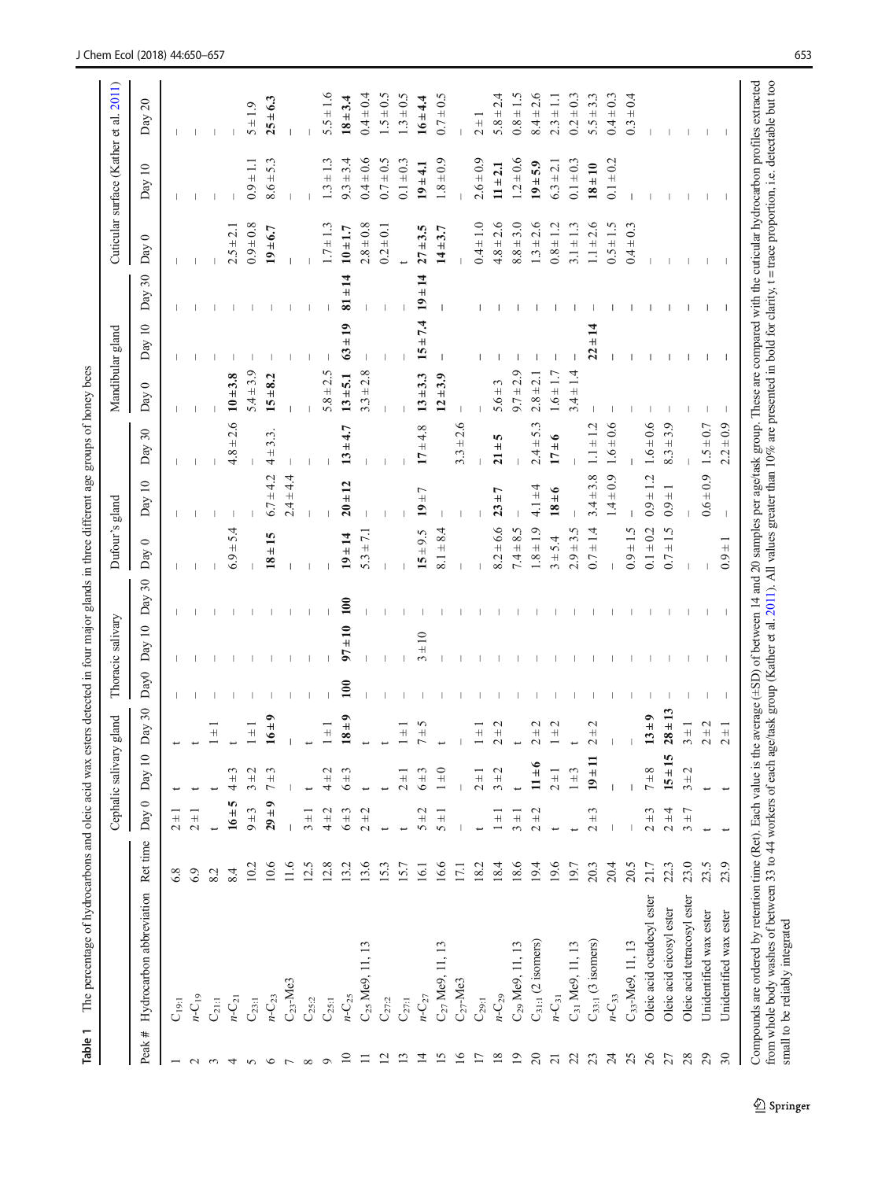**Table 1** The percentage of hydrocarbons and oleic acid wax esters detected in four major glands in three different age groups of honey bees

| Peak # | Hydrocarbon abbreviation | Ret time | Cephalic salivary gland | | | Thoracic salivary | | | Dufour's gland | | | Mandibular gland | | | Cuticular surface (Kather et al. 2011) | | |
|---|---|---|---|---|---|---|---|---|---|---|---|---|---|---|---|---|---|
| | | | Day 0 | Day 10 | Day 30 | Day0 | Day 10 | Day 30 | Day 0 | Day 10 | Day 30 | Day 0 | Day 10 | Day 30 | Day 0 | Day 10 | Day 20 |
| 1 | $C_{19:1}$ | 6.8 | 2 ± 1 | t | t | – | – | – | – | – | – | – | – | – | – | – | – |
| 2 | $n$-$C_{19}$ | 6.9 | 2 ± 1 | t | t | – | – | – | – | – | – | – | – | – | – | – | – |
| 3 | $C_{21:1}$ | 8.2 | t | t | 1 ± 1 | – | – | – | – | – | – | – | – | – | – | – | – |
| 4 | $n$-$C_{21}$ | 8.4 | **16 ± 5** | 4 ± 3 | t | – | – | – | 6.9 ± 5.4 | – | 4.8 ± 2.6 | **10 ± 3.8** | – | – | 2.5 ± 2.1 | – | – |
| 5 | $C_{23:1}$ | 10.2 | 9 ± 3 | 3 ± 2 | 1 ± 1 | – | – | – | – | – | – | 5.4 ± 3.9 | – | – | 0.9 ± 0.8 | 0.9 ± 1.1 | 5 ± 1.9 |
| 6 | $n$-$C_{23}$ | 10.6 | **29 ± 9** | 7 ± 3 | **16 ± 9** | – | – | – | **18 ± 15** | 6.7 ± 4.2 | 4 ± 3.3. | **15 ± 8.2** | – | – | **19 ± 6.7** | 8.6 ± 5.3 | **25 ± 6.3** |
| 7 | $C_{23}$-Me3 | 11.6 | – | – | – | – | – | – | – | 2.4 ± 4.4 | – | – | – | – | – | – | – |
| 8 | $C_{25:2}$ | 12.5 | 3 ± 1 | t | t | – | – | – | – | – | – | – | – | – | – | – | – |
| 9 | $C_{25:1}$ | 12.8 | 4 ± 2 | 4 ± 2 | 1 ± 1 | – | – | – | – | – | – | 5.8 ± 2.5 | – | – | 1.7 ± 1.3 | 1.3 ± 1.3 | 5.5 ± 1.6 |
| 10 | $n$-$C_{25}$ | 13.2 | 6 ± 3 | 6 ± 3 | **18 ± 9** | **100** | **97 ± 10** | **100** | **19 ± 14** | **20 ± 12** | **13 ± 4.7** | **13 ± 5.1** | **63 ± 19** | **81 ± 14** | **10 ± 1.7** | 9.3 ± 3.4 | **18 ± 3.4** |
| 11 | $C_{25}$ Me9, 11, 13 | 13.6 | 2 ± 2 | t | t | – | – | – | 5.3 ± 7.1 | – | – | 3.3 ± 2.8 | – | – | 2.8 ± 0.8 | 0.4 ± 0.6 | 0.4 ± 0.4 |
| 12 | $C_{27:2}$ | 15.3 | t | t | t | – | – | – | – | – | – | – | – | – | 0.2 ± 0.1 | 0.7 ± 0.5 | 1.5 ± 0.5 |
| 13 | $C_{27:1}$ | 15.7 | t | 2 ± 1 | 1 ± 1 | – | – | – | – | – | – | – | – | – | t | 0.1 ± 0.3 | 1.3 ± 0.5 |
| 14 | $n$-$C_{27}$ | 16.1 | 5 ± 2 | 6 ± 3 | 7 ± 5 | – | 3 ± 10 | – | **15 ± 9.5** | **19 ± 7** | **17 ± 4.8** | **13 ± 3.3** | **15 ± 7.4** | **19 ± 14** | **27 ± 3.5** | **19 ± 4.1** | **16 ± 4.4** |
| 15 | $C_{27}$ Me9, 11, 13 | 16.6 | 5 ± 1 | 1 ± 0 | t | – | – | – | 8.1 ± 8.4 | – | – | **12 ± 3.9** | – | – | **14 ± 3.7** | 1.8 ± 0.9 | 0.7 ± 0.5 |
| 16 | $C_{27}$-Me3 | 17.1 | – | – | – | – | – | – | – | – | 3.3 ± 2.6 | – | – | – | – | – | – |
| 17 | $C_{29:1}$ | 18.2 | t | 2 ± 1 | 1 ± 1 | – | – | – | – | – | – | – | – | – | 0.4 ± 1.0 | 2.6 ± 0.9 | 2 ± 1 |
| 18 | $n$-$C_{29}$ | 18.4 | 1 ± 1 | 3 ± 2 | 2 ± 2 | – | – | – | 8.2 ± 6.6 | **23 ± 7** | **21 ± 5** | 5.6 ± 3 | – | – | 4.8 ± 2.6 | **11 ± 2.1** | 5.8 ± 2.4 |
| 19 | $C_{29}$ Me9, 11, 13 | 18.6 | 3 ± 1 | t | t | – | – | – | 7.4 ± 8.5 | – | – | 9.7 ± 2.9 | – | – | 8.8 ± 3.0 | 1.2 ± 0.6 | 0.8 ± 1.5 |
| 20 | $C_{31:1}$ (2 isomers) | 19.4 | 2 ± 2 | **11 ± 6** | 2 ± 2 | – | – | – | 1.8 ± 1.9 | 4.1 ± 4 | 2.4 ± 5.3 | 2.8 ± 2.1 | – | – | 1.3 ± 2.6 | **19 ± 5.9** | 8.4 ± 2.6 |
| 21 | $n$-$C_{31}$ | 19.6 | t | 2 ± 1 | 1 ± 2 | – | – | – | 3 ± 5.4 | **18 ± 6** | **17 ± 6** | 1.6 ± 1.7 | – | – | 0.8 ± 1.2 | 6.3 ± 2.1 | 2.3 ± 1.1 |
| 22 | $C_{31}$ Me9, 11, 13 | 19.7 | t | 1 ± 3 | t | – | – | – | 2.9 ± 3.5 | – | – | 3.4 ± 1.4 | – | – | 3.1 ± 1.3 | 0.1 ± 0.3 | 0.2 ± 0.3 |
| 23 | $C_{33:1}$ (3 isomers) | 20.3 | 2 ± 3 | **19 ± 11** | 2 ± 2 | – | – | – | 0.7 ± 1.4 | 3.4 ± 3.8 | 1.1 ± 1.2 | – | **22 ± 14** | – | 1.1 ± 2.6 | **18 ± 10** | 5.5 ± 3.3 |
| 24 | $n$-$C_{33}$ | 20.4 | – | – | – | – | – | – | – | 1.4 ± 0.9 | 1.6 ± 0.6 | – | – | – | 0.5 ± 1.5 | 0.1 ± 0.2 | 0.4 ± 0.3 |
| 25 | $C_{33}$-Me9, 11, 13 | 20.5 | – | – | – | – | – | – | 0.9 ± 1.5 | – | – | – | – | – | 0.4 ± 0.3 | – | 0.3 ± 0.4 |
| 26 | Oleic acid octadecyl ester | 21.7 | 2 ± 3 | 7 ± 8 | **13 ± 9** | – | – | – | 0.1 ± 0.2 | 0.9 ± 1.2 | 1.6 ± 0.6 | – | – | – | – | – | – |
| 27 | Oleic acid eicosyl ester | 22.3 | 2 ± 4 | **15 ± 15** | **28 ± 13** | – | – | – | 0.7 ± 1.5 | 0.9 ± 1 | 8.3 ± 3.9 | – | – | – | – | – | – |
| 28 | Oleic acid tetracosyl ester | 23.0 | 3 ± 7 | 3 ± 2 | 3 ± 1 | – | – | – | – | – | – | – | – | – | – | – | – |
| 29 | Unidentified wax ester | 23.5 | t | t | 2 ± 2 | – | – | – | – | 0.6 ± 0.9 | 1.5 ± 0.7 | – | – | – | – | – | – |
| 30 | Unidentified wax ester | 23.9 | t | t | 2 ± 1 | – | – | – | 0.9 ± 1 | – | 2.2 ± 0.9 | – | – | – | – | – | – |

Compounds are ordered by retention time (Ret). Each value is the average (±SD) of between 14 and 20 samples per age/task group. These are compared with the cuticular hydrocarbon profiles extracted from whole body washes of between 33 to 44 workers of each age/task group (Kather et al. 2011). All values greater than 10% are presented in bold for clarity. t = trace proportion, i.e. detectable but too small to be reliably integrated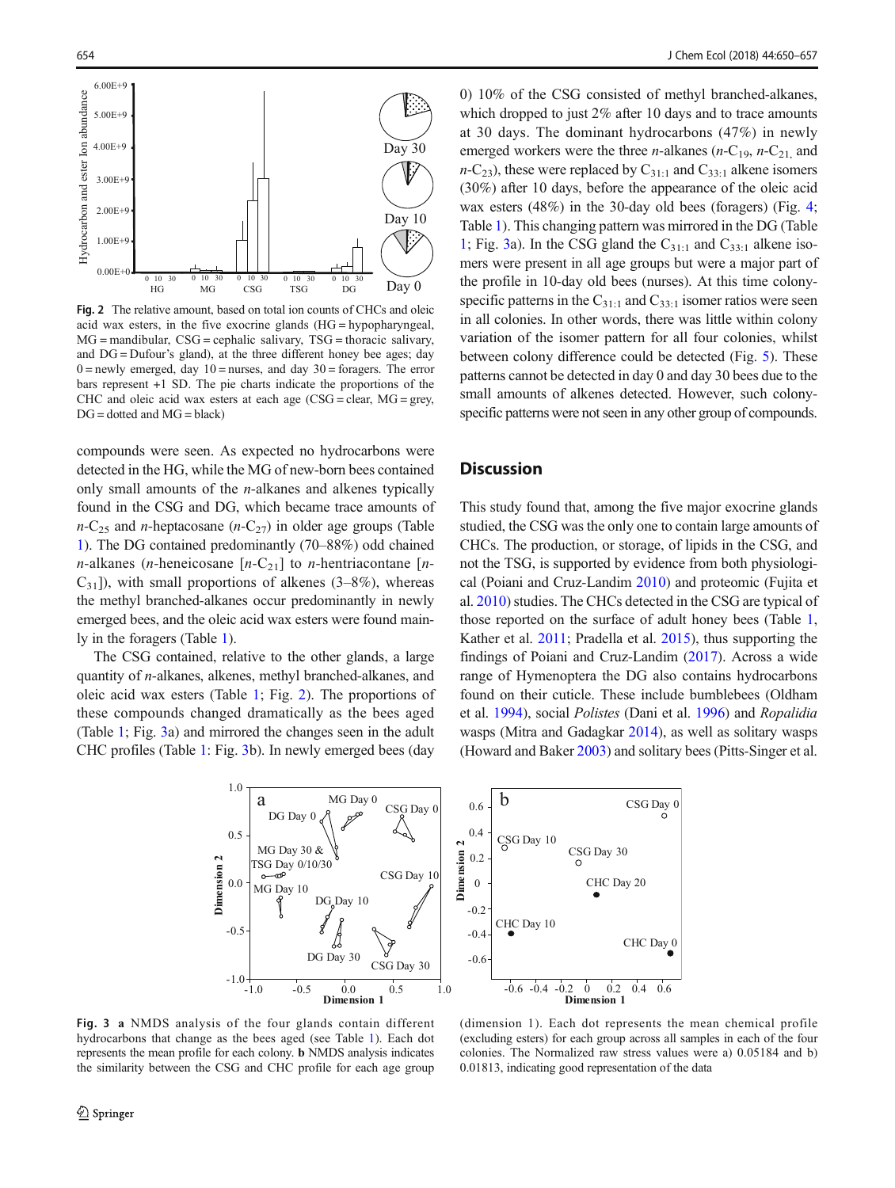Fig. 2 The relative amount, based on total ion counts of CHCs and oleic acid wax esters, in the five exocrine glands (HG = hypopharyngeal, MG = mandibular, CSG = cephalic salivary, TSG = thoracic salivary, and DG = Dufour's gland), at the three different honey bee ages; day 0 = newly emerged, day 10 = nurses, and day 30 = foragers. The error bars represent +1 SD. The pie charts indicate the proportions of the CHC and oleic acid wax esters at each age (CSG = clear, MG = grey, DG = dotted and MG = black)

compounds were seen. As expected no hydrocarbons were detected in the HG, while the MG of new-born bees contained only small amounts of the *n*-alkanes and alkenes typically found in the CSG and DG, which became trace amounts of *n*-$C_{25}$ and *n*-heptacosane (*n*-$C_{27}$) in older age groups (Table 1). The DG contained predominantly (70–88%) odd chained *n*-alkanes (*n*-heneicosane [*n*-$C_{21}$] to *n*-hentriacontane [*n*-$C_{31}$]), with small proportions of alkenes (3–8%), whereas the methyl branched-alkanes occur predominantly in newly emerged bees, and the oleic acid wax esters were found mainly in the foragers (Table 1).

The CSG contained, relative to the other glands, a large quantity of *n*-alkanes, alkenes, methyl branched-alkanes, and oleic acid wax esters (Table 1; Fig. 2). The proportions of these compounds changed dramatically as the bees aged (Table 1; Fig. 3a) and mirrored the changes seen in the adult CHC profiles (Table 1: Fig. 3b). In newly emerged bees (day 0) 10% of the CSG consisted of methyl branched-alkanes, which dropped to just 2% after 10 days and to trace amounts at 30 days. The dominant hydrocarbons (47%) in newly emerged workers were the three *n*-alkanes (*n*-$C_{19}$, *n*-$C_{21}$ and *n*-$C_{23}$), these were replaced by $C_{31:1}$ and $C_{33:1}$ alkene isomers (30%) after 10 days, before the appearance of the oleic acid wax esters (48%) in the 30-day old bees (foragers) (Fig. 4; Table 1). This changing pattern was mirrored in the DG (Table 1; Fig. 3a). In the CSG gland the $C_{31:1}$ and $C_{33:1}$ alkene isomers were present in all age groups but were a major part of the profile in 10-day old bees (nurses). At this time colony-specific patterns in the $C_{31:1}$ and $C_{33:1}$ isomer ratios were seen in all colonies. In other words, there was little within colony variation of the isomer pattern for all four colonies, whilst between colony difference could be detected (Fig. 5). These patterns cannot be detected in day 0 and day 30 bees due to the small amounts of alkenes detected. However, such colony-specific patterns were not seen in any other group of compounds.

## Discussion

This study found that, among the five major exocrine glands studied, the CSG was the only one to contain large amounts of CHCs. The production, or storage, of lipids in the CSG, and not the TSG, is supported by evidence from both physiological (Poiani and Cruz-Landim 2010) and proteomic (Fujita et al. 2010) studies. The CHCs detected in the CSG are typical of those reported on the surface of adult honey bees (Table 1, Kather et al. 2011; Pradella et al. 2015), thus supporting the findings of Poiani and Cruz-Landim (2017). Across a wide range of Hymenoptera the DG also contains hydrocarbons found on their cuticle. These include bumblebees (Oldham et al. 1994), social *Polistes* (Dani et al. 1996) and *Ropalidia* wasps (Mitra and Gadagkar 2014), as well as solitary wasps (Howard and Baker 2003) and solitary bees (Pitts-Singer et al.

Fig. 3 a NMDS analysis of the four glands contain different hydrocarbons that change as the bees aged (see Table 1). Each dot represents the mean profile for each colony. b NMDS analysis indicates the similarity between the CSG and CHC profile for each age group (dimension 1). Each dot represents the mean chemical profile (excluding esters) for each group across all samples in each of the four colonies. The Normalized raw stress values were a) 0.05184 and b) 0.01813, indicating good representation of the data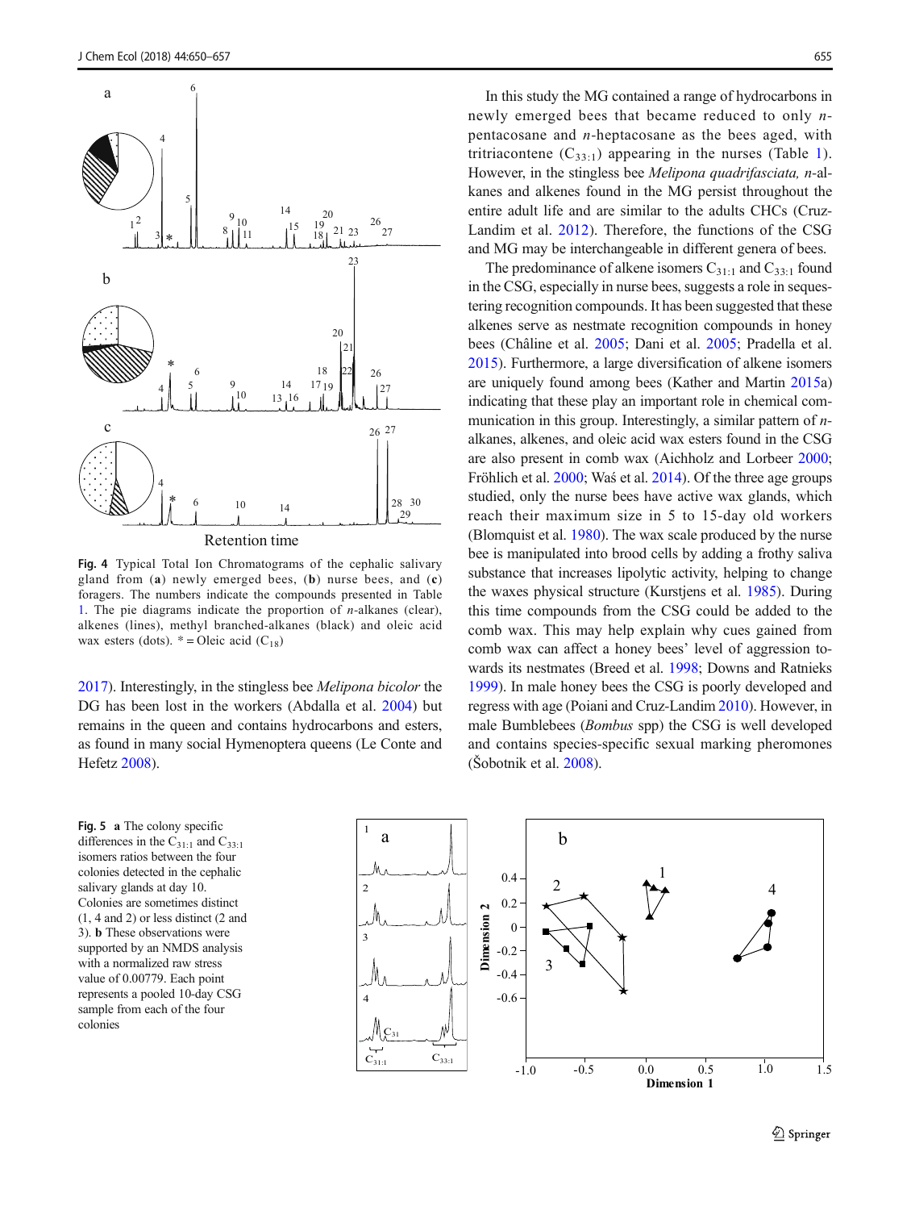Fig. 4 Typical Total Ion Chromatograms of the cephalic salivary gland from (**a**) newly emerged bees, (**b**) nurse bees, and (**c**) foragers. The numbers indicate the compounds presented in Table 1. The pie diagrams indicate the proportion of *n*-alkanes (clear), alkenes (lines), methyl branched-alkanes (black) and oleic acid wax esters (dots). * = Oleic acid ($C_{18}$)

2017). Interestingly, in the stingless bee *Melipona bicolor* the DG has been lost in the workers (Abdalla et al. 2004) but remains in the queen and contains hydrocarbons and esters, as found in many social Hymenoptera queens (Le Conte and Hefetz 2008).

In this study the MG contained a range of hydrocarbons in newly emerged bees that became reduced to only *n*-pentacosane and *n*-heptacosane as the bees aged, with tritriacontene ($C_{33:1}$) appearing in the nurses (Table 1). However, in the stingless bee *Melipona quadrifasciata, n*-alkanes and alkenes found in the MG persist throughout the entire adult life and are similar to the adults CHCs (Cruz-Landim et al. 2012). Therefore, the functions of the CSG and MG may be interchangeable in different genera of bees.

The predominance of alkene isomers $C_{31:1}$ and $C_{33:1}$ found in the CSG, especially in nurse bees, suggests a role in sequestering recognition compounds. It has been suggested that these alkenes serve as nestmate recognition compounds in honey bees (Châline et al. 2005; Dani et al. 2005; Pradella et al. 2015). Furthermore, a large diversification of alkene isomers are uniquely found among bees (Kather and Martin 2015a) indicating that these play an important role in chemical communication in this group. Interestingly, a similar pattern of *n*-alkanes, alkenes, and oleic acid wax esters found in the CSG are also present in comb wax (Aichholz and Lorbeer 2000; Fröhlich et al. 2000; Waś et al. 2014). Of the three age groups studied, only the nurse bees have active wax glands, which reach their maximum size in 5 to 15-day old workers (Blomquist et al. 1980). The wax scale produced by the nurse bee is manipulated into brood cells by adding a frothy saliva substance that increases lipolytic activity, helping to change the waxes physical structure (Kurstjens et al. 1985). During this time compounds from the CSG could be added to the comb wax. This may help explain why cues gained from comb wax can affect a honey bees' level of aggression towards its nestmates (Breed et al. 1998; Downs and Ratnieks 1999). In male honey bees the CSG is poorly developed and regress with age (Poiani and Cruz-Landim 2010). However, in male Bumblebees (*Bombus* spp) the CSG is well developed and contains species-specific sexual marking pheromones (Šobotnik et al. 2008).

Fig. 5 **a** The colony specific differences in the $C_{31:1}$ and $C_{33:1}$ isomers ratios between the four colonies detected in the cephalic salivary glands at day 10. Colonies are sometimes distinct (1, 4 and 2) or less distinct (2 and 3). **b** These observations were supported by an NMDS analysis with a normalized raw stress value of 0.00779. Each point represents a pooled 10-day CSG sample from each of the four colonies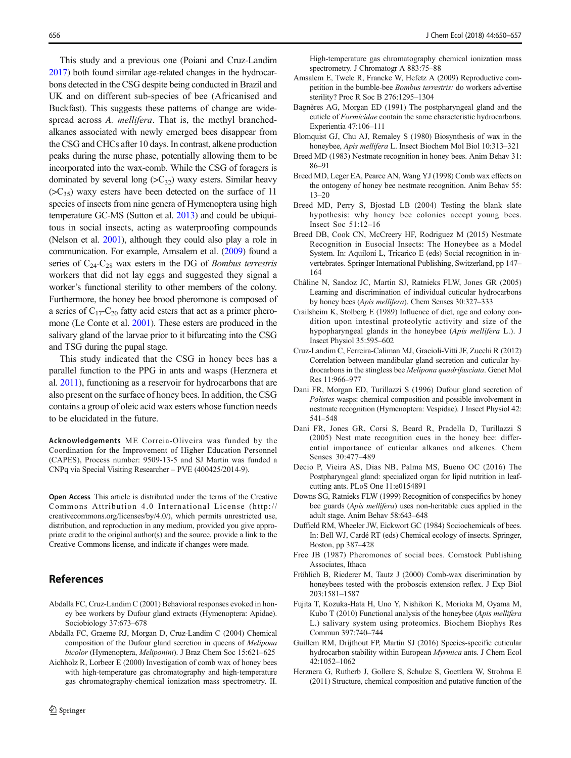This study and a previous one (Poiani and Cruz-Landim 2017) both found similar age-related changes in the hydrocarbons detected in the CSG despite being conducted in Brazil and UK and on different sub-species of bee (Africanised and Buckfast). This suggests these patterns of change are widespread across *A. mellifera*. That is, the methyl branched-alkanes associated with newly emerged bees disappear from the CSG and CHCs after 10 days. In contrast, alkene production peaks during the nurse phase, potentially allowing them to be incorporated into the wax-comb. While the CSG of foragers is dominated by several long (>$C_{32}$) waxy esters. Similar heavy (>$C_{35}$) waxy esters have been detected on the surface of 11 species of insects from nine genera of Hymenoptera using high temperature GC-MS (Sutton et al. 2013) and could be ubiquitous in social insects, acting as waterproofing compounds (Nelson et al. 2001), although they could also play a role in communication. For example, Amsalem et al. (2009) found a series of $C_{24}$-$C_{28}$ wax esters in the DG of *Bombus terrestris* workers that did not lay eggs and suggested they signal a worker's functional sterility to other members of the colony. Furthermore, the honey bee brood pheromone is composed of a series of $C_{17}$-$C_{20}$ fatty acid esters that act as a primer pheromone (Le Conte et al. 2001). These esters are produced in the salivary gland of the larvae prior to it bifurcating into the CSG and TSG during the pupal stage.

This study indicated that the CSG in honey bees has a parallel function to the PPG in ants and wasps (Herznera et al. 2011), functioning as a reservoir for hydrocarbons that are also present on the surface of honey bees. In addition, the CSG contains a group of oleic acid wax esters whose function needs to be elucidated in the future.

**Acknowledgements** ME Correia-Oliveira was funded by the Coordination for the Improvement of Higher Education Personnel (CAPES), Process number: 9509-13-5 and SJ Martin was funded a CNPq via Special Visiting Researcher – PVE (400425/2014-9).

**Open Access** This article is distributed under the terms of the Creative Commons Attribution 4.0 International License (http://creativecommons.org/licenses/by/4.0/), which permits unrestricted use, distribution, and reproduction in any medium, provided you give appropriate credit to the original author(s) and the source, provide a link to the Creative Commons license, and indicate if changes were made.

## References

Abdalla FC, Cruz-Landim C (2001) Behavioral responses evoked in honey bee workers by Dufour gland extracts (Hymenoptera: Apidae). Sociobiology 37:673–678

Abdalla FC, Graeme RJ, Morgan D, Cruz-Landim C (2004) Chemical composition of the Dufour gland secretion in queens of *Melipona bicolor* (Hymenoptera, *Meliponini*). J Braz Chem Soc 15:621–625

Aichholz R, Lorbeer E (2000) Investigation of comb wax of honey bees with high-temperature gas chromatography and high-temperature gas chromatography-chemical ionization mass spectrometry. II. High-temperature gas chromatography chemical ionization mass spectrometry. J Chromatogr A 883:75–88

Amsalem E, Twele R, Francke W, Hefetz A (2009) Reproductive competition in the bumble-bee *Bombus terrestris:* do workers advertise sterility? Proc R Soc B 276:1295–1304

Bagnères AG, Morgan ED (1991) The postpharyngeal gland and the cuticle of *Formicidae* contain the same characteristic hydrocarbons. Experientia 47:106–111

Blomquist GJ, Chu AJ, Remaley S (1980) Biosynthesis of wax in the honeybee, *Apis mellifera* L. Insect Biochem Mol Biol 10:313–321

Breed MD (1983) Nestmate recognition in honey bees. Anim Behav 31: 86–91

Breed MD, Leger EA, Pearce AN, Wang YJ (1998) Comb wax effects on the ontogeny of honey bee nestmate recognition. Anim Behav 55: 13–20

Breed MD, Perry S, Bjostad LB (2004) Testing the blank slate hypothesis: why honey bee colonies accept young bees. Insect Soc 51:12–16

Breed DB, Cook CN, McCreery HF, Rodriguez M (2015) Nestmate Recognition in Eusocial Insects: The Honeybee as a Model System. In: Aquiloni L, Tricarico E (eds) Social recognition in invertebrates. Springer International Publishing, Switzerland, pp 147–164

Châline N, Sandoz JC, Martin SJ, Ratnieks FLW, Jones GR (2005) Learning and discrimination of individual cuticular hydrocarbons by honey bees (*Apis mellifera*). Chem Senses 30:327–333

Crailsheim K, Stolberg E (1989) Influence of diet, age and colony condition upon intestinal proteolytic activity and size of the hypopharyngeal glands in the honeybee (*Apis mellifera* L.). J Insect Physiol 35:595–602

Cruz-Landim C, Ferreira-Caliman MJ, Gracioli-Vitti JF, Zucchi R (2012) Correlation between mandibular gland secretion and cuticular hydrocarbons in the stingless bee *Melipona quadrifasciata*. Genet Mol Res 11:966–977

Dani FR, Morgan ED, Turillazzi S (1996) Dufour gland secretion of *Polistes* wasps: chemical composition and possible involvement in nestmate recognition (Hymenoptera: Vespidae). J Insect Physiol 42: 541–548

Dani FR, Jones GR, Corsi S, Beard R, Pradella D, Turillazzi S (2005) Nest mate recognition cues in the honey bee: differential importance of cuticular alkanes and alkenes. Chem Senses 30:477–489

Decio P, Vieira AS, Dias NB, Palma MS, Bueno OC (2016) The Postpharyngeal gland: specialized organ for lipid nutrition in leaf-cutting ants. PLoS One 11:e0154891

Downs SG, Ratnieks FLW (1999) Recognition of conspecifics by honey bee guards (*Apis mellifera*) uses non-heritable cues applied in the adult stage. Anim Behav 58:643–648

Duffield RM, Wheeler JW, Eickwort GC (1984) Sociochemicals of bees. In: Bell WJ, Cardé RT (eds) Chemical ecology of insects. Springer, Boston, pp 387–428

Free JB (1987) Pheromones of social bees. Comstock Publishing Associates, Ithaca

Fröhlich B, Riederer M, Tautz J (2000) Comb-wax discrimination by honeybees tested with the proboscis extension reflex. J Exp Biol 203:1581–1587

Fujita T, Kozuka-Hata H, Uno Y, Nishikori K, Morioka M, Oyama M, Kubo T (2010) Functional analysis of the honeybee (*Apis mellifera* L.) salivary system using proteomics. Biochem Biophys Res Commun 397:740–744

Guillem RM, Drijfhout FP, Martin SJ (2016) Species-specific cuticular hydrocarbon stability within European *Myrmica* ants. J Chem Ecol 42:1052–1062

Herznera G, Rutherb J, Gollerc S, Schulzc S, Goettlera W, Strohma E (2011) Structure, chemical composition and putative function of the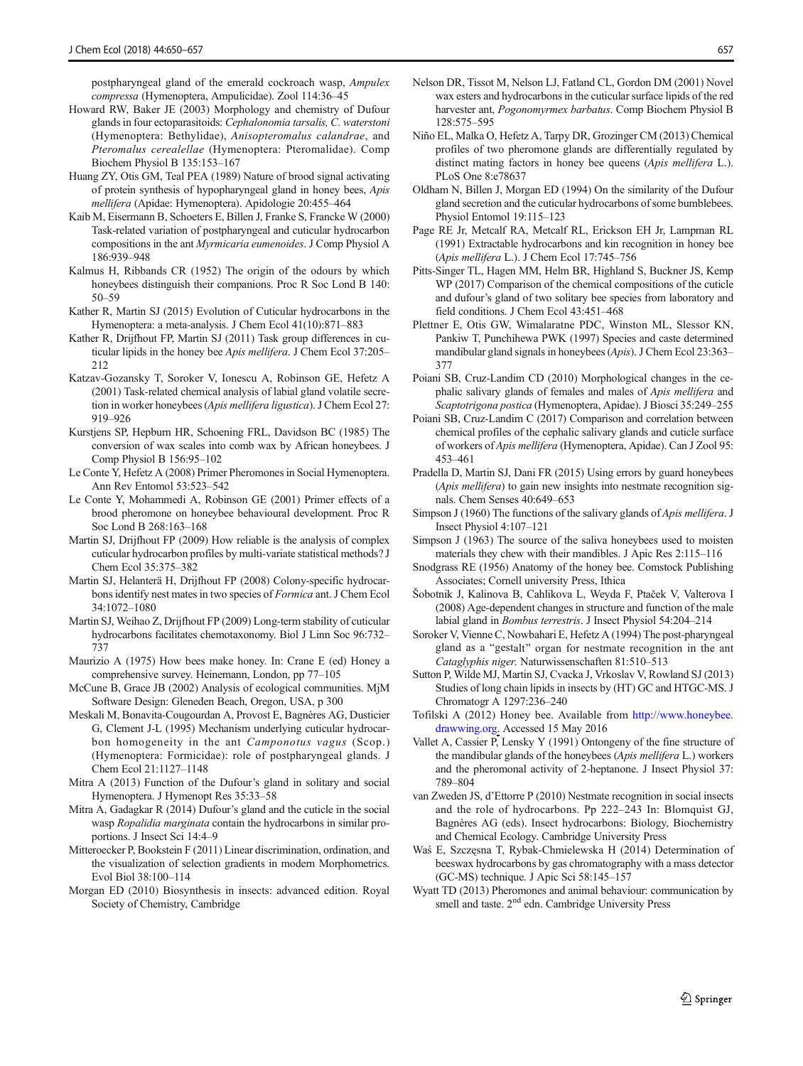postpharyngeal gland of the emerald cockroach wasp, *Ampulex compressa* (Hymenoptera, Ampulicidae). Zool 114:36–45

Howard RW, Baker JE (2003) Morphology and chemistry of Dufour glands in four ectoparasitoids: *Cephalonomia tarsalis, C. waterstoni* (Hymenoptera: Bethylidae), *Anisopteromalus calandrae*, and *Pteromalus cerealellae* (Hymenoptera: Pteromalidae). Comp Biochem Physiol B 135:153–167

Huang ZY, Otis GM, Teal PEA (1989) Nature of brood signal activating of protein synthesis of hypopharyngeal gland in honey bees, *Apis mellifera* (Apidae: Hymenoptera). Apidologie 20:455–464

Kaib M, Eisermann B, Schoeters E, Billen J, Franke S, Francke W (2000) Task-related variation of postpharyngeal and cuticular hydrocarbon compositions in the ant *Myrmicaria eumenoides*. J Comp Physiol A 186:939–948

Kalmus H, Ribbands CR (1952) The origin of the odours by which honeybees distinguish their companions. Proc R Soc Lond B 140: 50–59

Kather R, Martin SJ (2015) Evolution of Cuticular hydrocarbons in the Hymenoptera: a meta-analysis. J Chem Ecol 41(10):871–883

Kather R, Drijfhout FP, Martin SJ (2011) Task group differences in cuticular lipids in the honey bee *Apis mellifera*. J Chem Ecol 37:205–212

Katzav-Gozansky T, Soroker V, Ionescu A, Robinson GE, Hefetz A (2001) Task-related chemical analysis of labial gland volatile secretion in worker honeybees (*Apis mellifera ligustica*). J Chem Ecol 27: 919–926

Kurstjens SP, Hepburn HR, Schoening FRL, Davidson BC (1985) The conversion of wax scales into comb wax by African honeybees. J Comp Physiol B 156:95–102

Le Conte Y, Hefetz A (2008) Primer Pheromones in Social Hymenoptera. Ann Rev Entomol 53:523–542

Le Conte Y, Mohammedi A, Robinson GE (2001) Primer effects of a brood pheromone on honeybee behavioural development. Proc R Soc Lond B 268:163–168

Martin SJ, Drijfhout FP (2009) How reliable is the analysis of complex cuticular hydrocarbon profiles by multi-variate statistical methods? J Chem Ecol 35:375–382

Martin SJ, Helanterä H, Drijfhout FP (2008) Colony-specific hydrocarbons identify nest mates in two species of *Formica* ant. J Chem Ecol 34:1072–1080

Martin SJ, Weihao Z, Drijfhout FP (2009) Long-term stability of cuticular hydrocarbons facilitates chemotaxonomy. Biol J Linn Soc 96:732–737

Maurizio A (1975) How bees make honey. In: Crane E (ed) Honey a comprehensive survey. Heinemann, London, pp 77–105

McCune B, Grace JB (2002) Analysis of ecological communities. MjM Software Design: Gleneden Beach, Oregon, USA, p 300

Meskali M, Bonavita-Cougourdan A, Provost E, Bagnères AG, Dusticier G, Clement J-L (1995) Mechanism underlying cuticular hydrocarbon homogeneity in the ant *Camponotus vagus* (Scop.) (Hymenoptera: Formicidae): role of postpharyngeal glands. J Chem Ecol 21:1127–1148

Mitra A (2013) Function of the Dufour's gland in solitary and social Hymenoptera. J Hymenopt Res 35:33–58

Mitra A, Gadagkar R (2014) Dufour's gland and the cuticle in the social wasp *Ropalidia marginata* contain the hydrocarbons in similar proportions. J Insect Sci 14:4–9

Mitteroecker P, Bookstein F (2011) Linear discrimination, ordination, and the visualization of selection gradients in modern Morphometrics. Evol Biol 38:100–114

Morgan ED (2010) Biosynthesis in insects: advanced edition. Royal Society of Chemistry, Cambridge

Nelson DR, Tissot M, Nelson LJ, Fatland CL, Gordon DM (2001) Novel wax esters and hydrocarbons in the cuticular surface lipids of the red harvester ant, *Pogonomyrmex barbatus*. Comp Biochem Physiol B 128:575–595

Niño EL, Malka O, Hefetz A, Tarpy DR, Grozinger CM (2013) Chemical profiles of two pheromone glands are differentially regulated by distinct mating factors in honey bee queens (*Apis mellifera* L.). PLoS One 8:e78637

Oldham N, Billen J, Morgan ED (1994) On the similarity of the Dufour gland secretion and the cuticular hydrocarbons of some bumblebees. Physiol Entomol 19:115–123

Page RE Jr, Metcalf RA, Metcalf RL, Erickson EH Jr, Lampman RL (1991) Extractable hydrocarbons and kin recognition in honey bee (*Apis mellifera* L.). J Chem Ecol 17:745–756

Pitts-Singer TL, Hagen MM, Helm BR, Highland S, Buckner JS, Kemp WP (2017) Comparison of the chemical compositions of the cuticle and dufour's gland of two solitary bee species from laboratory and field conditions. J Chem Ecol 43:451–468

Plettner E, Otis GW, Wimalaratne PDC, Winston ML, Slessor KN, Pankiw T, Punchihewa PWK (1997) Species and caste determined mandibular gland signals in honeybees (*Apis*). J Chem Ecol 23:363–377

Poiani SB, Cruz-Landim CD (2010) Morphological changes in the cephalic salivary glands of females and males of *Apis mellifera* and *Scaptotrigona postica* (Hymenoptera, Apidae). J Biosci 35:249–255

Poiani SB, Cruz-Landim C (2017) Comparison and correlation between chemical profiles of the cephalic salivary glands and cuticle surface of workers of *Apis mellifera* (Hymenoptera, Apidae). Can J Zool 95: 453–461

Pradella D, Martin SJ, Dani FR (2015) Using errors by guard honeybees (*Apis mellifera*) to gain new insights into nestmate recognition signals. Chem Senses 40:649–653

Simpson J (1960) The functions of the salivary glands of *Apis mellifera*. J Insect Physiol 4:107–121

Simpson J (1963) The source of the saliva honeybees used to moisten materials they chew with their mandibles. J Apic Res 2:115–116

Snodgrass RE (1956) Anatomy of the honey bee. Comstock Publishing Associates; Cornell university Press, Ithica

Šobotník J, Kalinova B, Cahlikova L, Weyda F, Ptaček V, Valterova I (2008) Age-dependent changes in structure and function of the male labial gland in *Bombus terrestris*. J Insect Physiol 54:204–214

Soroker V, Vienne C, Nowbahari E, Hefetz A (1994) The post-pharyngeal gland as a "gestalt" organ for nestmate recognition in the ant *Cataglyphis niger*. Naturwissenschaften 81:510–513

Sutton P, Wilde MJ, Martin SJ, Cvacka J, Vrkoslav V, Rowland SJ (2013) Studies of long chain lipids in insects by (HT) GC and HTGC-MS. J Chromatogr A 1297:236–240

Tofilski A (2012) Honey bee. Available from http://www.honeybee.drawwing.org. Accessed 15 May 2016

Vallet A, Cassier P, Lensky Y (1991) Ontongeny of the fine structure of the mandibular glands of the honeybees (*Apis mellifera* L.) workers and the pheromonal activity of 2-heptanone. J Insect Physiol 37: 789–804

van Zweden JS, d'Ettorre P (2010) Nestmate recognition in social insects and the role of hydrocarbons. Pp 222–243 In: Blomquist GJ, Bagnères AG (eds). Insect hydrocarbons: Biology, Biochemistry and Chemical Ecology. Cambridge University Press

Waś E, Szczęsna T, Rybak-Chmielewska H (2014) Determination of beeswax hydrocarbons by gas chromatography with a mass detector (GC-MS) technique. J Apic Sci 58:145–157

Wyatt TD (2013) Pheromones and animal behaviour: communication by smell and taste. 2nd edn. Cambridge University Press